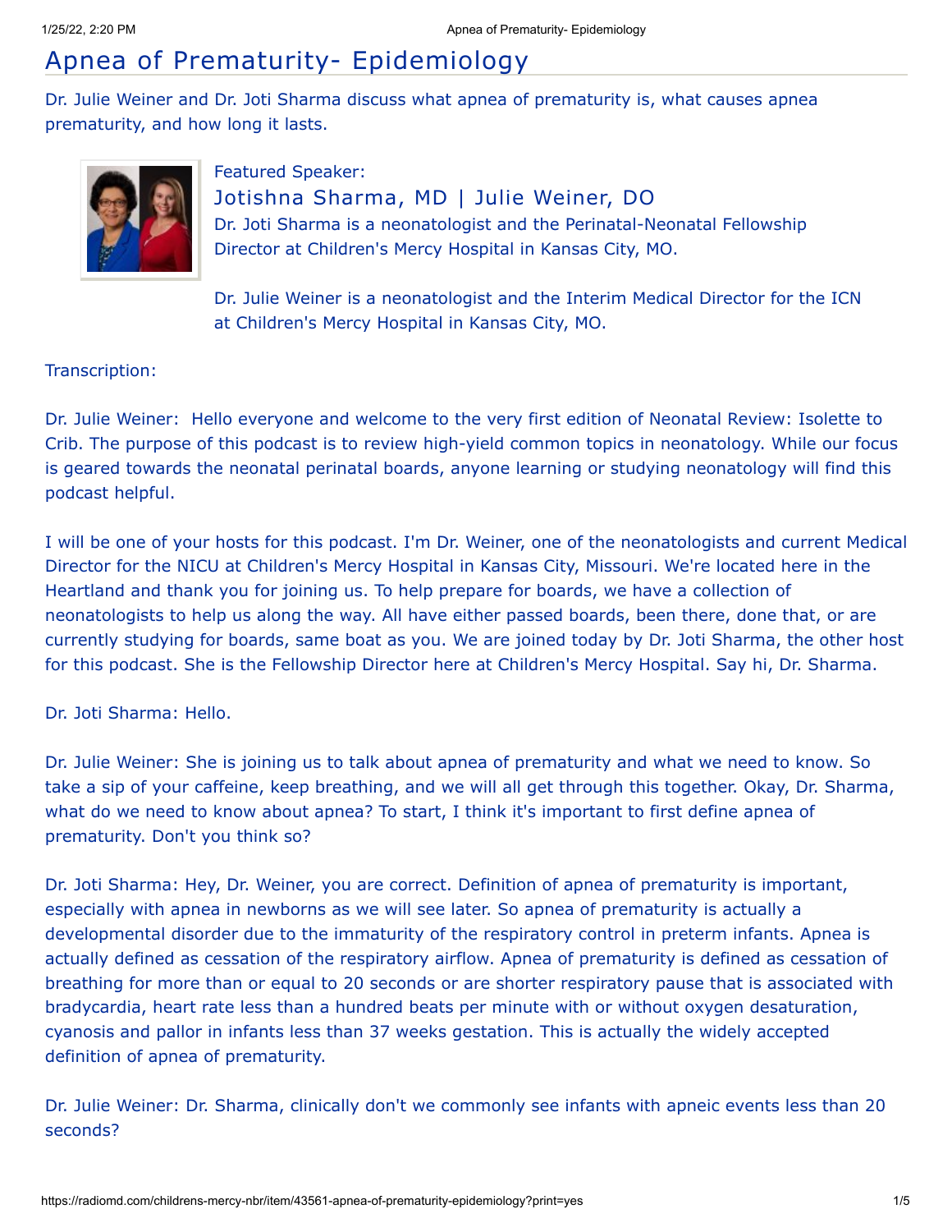# Apnea of Prematurity- Epidemiology

Dr. Julie Weiner and Dr. Joti Sharma discuss what apnea of prematurity is, what causes apnea prematurity, and how long it lasts.

Featured Speaker:

## Jotishna Sharma, MD | Julie Weiner, DO

Dr. Joti Sharma is a neonatologist and the Perinatal-Neonatal Fellowship Director at Children's Mercy Hospital in Kansas City, MO.

Dr. Julie Weiner is a neonatologist and the Interim Medical Director for the ICN at Children's Mercy Hospital in Kansas City, MO.

Transcription:

Dr. Julie Weiner: Hello everyone and welcome to the very first edition of Neonatal Review: Isolette to Crib. The purpose of this podcast is to review high-yield common topics in neonatology. While our focus is geared towards the neonatal perinatal boards, anyone learning or studying neonatology will find this podcast helpful.

I will be one of your hosts for this podcast. I'm Dr. Weiner, one of the neonatologists and current Medical Director for the NICU at Children's Mercy Hospital in Kansas City, Missouri. We're located here in the Heartland and thank you for joining us. To help prepare for boards, we have a collection of neonatologists to help us along the way. All have either passed boards, been there, done that, or are currently studying for boards, same boat as you. We are joined today by Dr. Joti Sharma, the other host for this podcast. She is the Fellowship Director here at Children's Mercy Hospital. Say hi, Dr. Sharma.

Dr. Joti Sharma: Hello.

Dr. Julie Weiner: She is joining us to talk about apnea of prematurity and what we need to know. So take a sip of your caffeine, keep breathing, and we will all get through this together. Okay, Dr. Sharma, what do we need to know about apnea? To start, I think it's important to first define apnea of prematurity. Don't you think so?

Dr. Joti Sharma: Hey, Dr. Weiner, you are correct. Definition of apnea of prematurity is important, especially with apnea in newborns as we will see later. So apnea of prematurity is actually a developmental disorder due to the immaturity of the respiratory control in preterm infants. Apnea is actually defined as cessation of the respiratory airflow. Apnea of prematurity is defined as cessation of breathing for more than or equal to 20 seconds or are shorter respiratory pause that is associated with bradycardia, heart rate less than a hundred beats per minute with or without oxygen desaturation, cyanosis and pallor in infants less than 37 weeks gestation. This is actually the widely accepted definition of apnea of prematurity.

Dr. Julie Weiner: Dr. Sharma, clinically don't we commonly see infants with apneic events less than 20 seconds?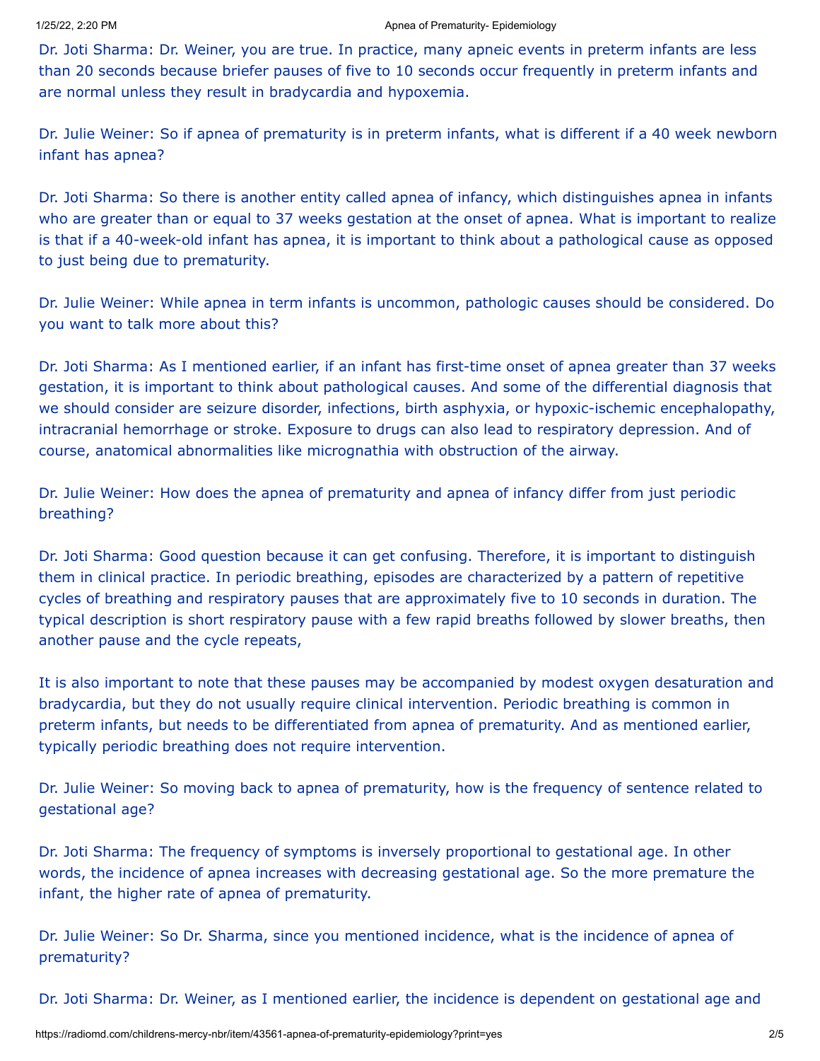Dr. Joti Sharma: Dr. Weiner, you are true. In practice, many apneic events in preterm infants are less than 20 seconds because briefer pauses of five to 10 seconds occur frequently in preterm infants and are normal unless they result in bradycardia and hypoxemia.

Dr. Julie Weiner: So if apnea of prematurity is in preterm infants, what is different if a 40 week newborn infant has apnea?

Dr. Joti Sharma: So there is another entity called apnea of infancy, which distinguishes apnea in infants who are greater than or equal to 37 weeks gestation at the onset of apnea. What is important to realize is that if a 40-week-old infant has apnea, it is important to think about a pathological cause as opposed to just being due to prematurity.

Dr. Julie Weiner: While apnea in term infants is uncommon, pathologic causes should be considered. Do you want to talk more about this?

Dr. Joti Sharma: As I mentioned earlier, if an infant has first-time onset of apnea greater than 37 weeks gestation, it is important to think about pathological causes. And some of the differential diagnosis that we should consider are seizure disorder, infections, birth asphyxia, or hypoxic-ischemic encephalopathy, intracranial hemorrhage or stroke. Exposure to drugs can also lead to respiratory depression. And of course, anatomical abnormalities like micrognathia with obstruction of the airway.

Dr. Julie Weiner: How does the apnea of prematurity and apnea of infancy differ from just periodic breathing?

Dr. Joti Sharma: Good question because it can get confusing. Therefore, it is important to distinguish them in clinical practice. In periodic breathing, episodes are characterized by a pattern of repetitive cycles of breathing and respiratory pauses that are approximately five to 10 seconds in duration. The typical description is short respiratory pause with a few rapid breaths followed by slower breaths, then another pause and the cycle repeats,

It is also important to note that these pauses may be accompanied by modest oxygen desaturation and bradycardia, but they do not usually require clinical intervention. Periodic breathing is common in preterm infants, but needs to be differentiated from apnea of prematurity. And as mentioned earlier, typically periodic breathing does not require intervention.

Dr. Julie Weiner: So moving back to apnea of prematurity, how is the frequency of sentence related to gestational age?

Dr. Joti Sharma: The frequency of symptoms is inversely proportional to gestational age. In other words, the incidence of apnea increases with decreasing gestational age. So the more premature the infant, the higher rate of apnea of prematurity.

Dr. Julie Weiner: So Dr. Sharma, since you mentioned incidence, what is the incidence of apnea of prematurity?

Dr. Joti Sharma: Dr. Weiner, as I mentioned earlier, the incidence is dependent on gestational age and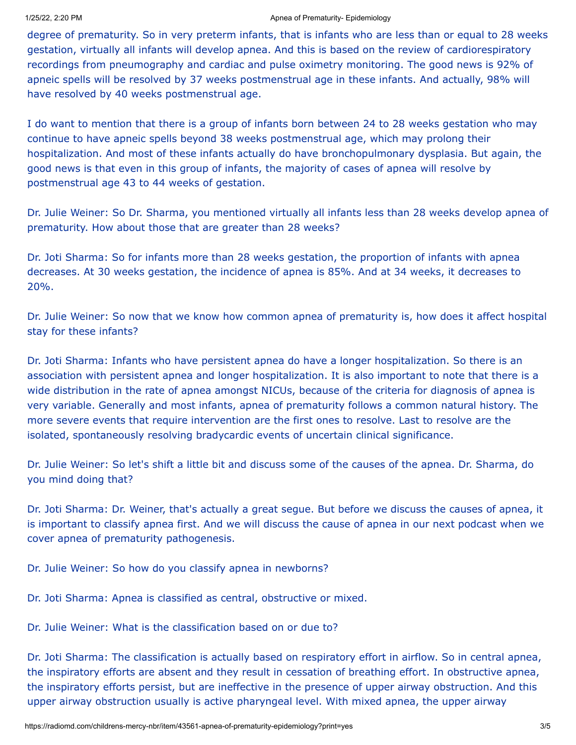degree of prematurity. So in very preterm infants, that is infants who are less than or equal to 28 weeks gestation, virtually all infants will develop apnea. And this is based on the review of cardiorespiratory recordings from pneumography and cardiac and pulse oximetry monitoring. The good news is 92% of apneic spells will be resolved by 37 weeks postmenstrual age in these infants. And actually, 98% will have resolved by 40 weeks postmenstrual age.

I do want to mention that there is a group of infants born between 24 to 28 weeks gestation who may continue to have apneic spells beyond 38 weeks postmenstrual age, which may prolong their hospitalization. And most of these infants actually do have bronchopulmonary dysplasia. But again, the good news is that even in this group of infants, the majority of cases of apnea will resolve by postmenstrual age 43 to 44 weeks of gestation.

Dr. Julie Weiner: So Dr. Sharma, you mentioned virtually all infants less than 28 weeks develop apnea of prematurity. How about those that are greater than 28 weeks?

Dr. Joti Sharma: So for infants more than 28 weeks gestation, the proportion of infants with apnea decreases. At 30 weeks gestation, the incidence of apnea is 85%. And at 34 weeks, it decreases to 20%.

Dr. Julie Weiner: So now that we know how common apnea of prematurity is, how does it affect hospital stay for these infants?

Dr. Joti Sharma: Infants who have persistent apnea do have a longer hospitalization. So there is an association with persistent apnea and longer hospitalization. It is also important to note that there is a wide distribution in the rate of apnea amongst NICUs, because of the criteria for diagnosis of apnea is very variable. Generally and most infants, apnea of prematurity follows a common natural history. The more severe events that require intervention are the first ones to resolve. Last to resolve are the isolated, spontaneously resolving bradycardic events of uncertain clinical significance.

Dr. Julie Weiner: So let's shift a little bit and discuss some of the causes of the apnea. Dr. Sharma, do you mind doing that?

Dr. Joti Sharma: Dr. Weiner, that's actually a great segue. But before we discuss the causes of apnea, it is important to classify apnea first. And we will discuss the cause of apnea in our next podcast when we cover apnea of prematurity pathogenesis.

Dr. Julie Weiner: So how do you classify apnea in newborns?

Dr. Joti Sharma: Apnea is classified as central, obstructive or mixed.

Dr. Julie Weiner: What is the classification based on or due to?

Dr. Joti Sharma: The classification is actually based on respiratory effort in airflow. So in central apnea, the inspiratory efforts are absent and they result in cessation of breathing effort. In obstructive apnea, the inspiratory efforts persist, but are ineffective in the presence of upper airway obstruction. And this upper airway obstruction usually is active pharyngeal level. With mixed apnea, the upper airway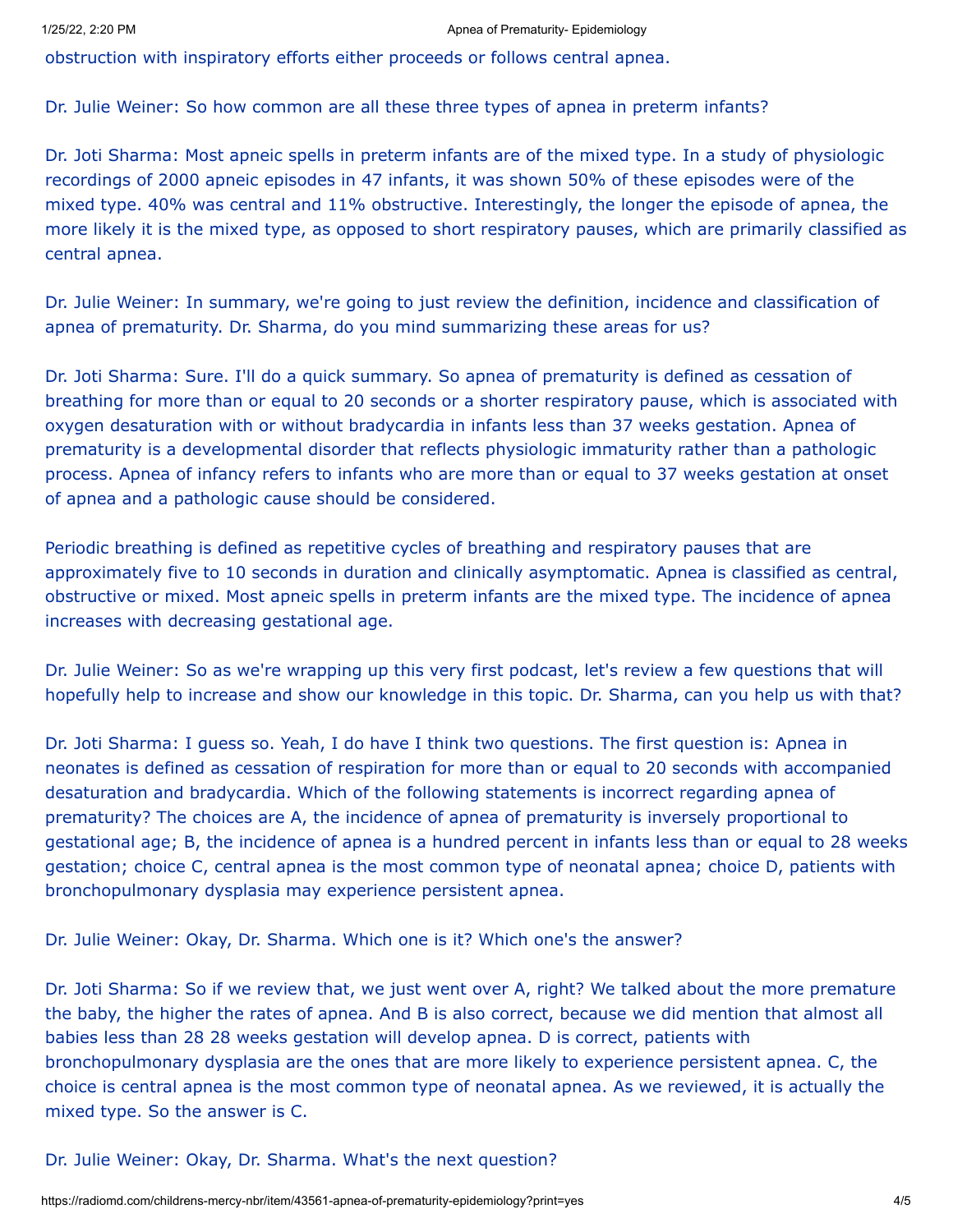obstruction with inspiratory efforts either proceeds or follows central apnea.

Dr. Julie Weiner: So how common are all these three types of apnea in preterm infants?

Dr. Joti Sharma: Most apneic spells in preterm infants are of the mixed type. In a study of physiologic recordings of 2000 apneic episodes in 47 infants, it was shown 50% of these episodes were of the mixed type. 40% was central and 11% obstructive. Interestingly, the longer the episode of apnea, the more likely it is the mixed type, as opposed to short respiratory pauses, which are primarily classified as central apnea.

Dr. Julie Weiner: In summary, we're going to just review the definition, incidence and classification of apnea of prematurity. Dr. Sharma, do you mind summarizing these areas for us?

Dr. Joti Sharma: Sure. I'll do a quick summary. So apnea of prematurity is defined as cessation of breathing for more than or equal to 20 seconds or a shorter respiratory pause, which is associated with oxygen desaturation with or without bradycardia in infants less than 37 weeks gestation. Apnea of prematurity is a developmental disorder that reflects physiologic immaturity rather than a pathologic process. Apnea of infancy refers to infants who are more than or equal to 37 weeks gestation at onset of apnea and a pathologic cause should be considered.

Periodic breathing is defined as repetitive cycles of breathing and respiratory pauses that are approximately five to 10 seconds in duration and clinically asymptomatic. Apnea is classified as central, obstructive or mixed. Most apneic spells in preterm infants are the mixed type. The incidence of apnea increases with decreasing gestational age.

Dr. Julie Weiner: So as we're wrapping up this very first podcast, let's review a few questions that will hopefully help to increase and show our knowledge in this topic. Dr. Sharma, can you help us with that?

Dr. Joti Sharma: I guess so. Yeah, I do have I think two questions. The first question is: Apnea in neonates is defined as cessation of respiration for more than or equal to 20 seconds with accompanied desaturation and bradycardia. Which of the following statements is incorrect regarding apnea of prematurity? The choices are A, the incidence of apnea of prematurity is inversely proportional to gestational age; B, the incidence of apnea is a hundred percent in infants less than or equal to 28 weeks gestation; choice C, central apnea is the most common type of neonatal apnea; choice D, patients with bronchopulmonary dysplasia may experience persistent apnea.

Dr. Julie Weiner: Okay, Dr. Sharma. Which one is it? Which one's the answer?

Dr. Joti Sharma: So if we review that, we just went over A, right? We talked about the more premature the baby, the higher the rates of apnea. And B is also correct, because we did mention that almost all babies less than 28 28 weeks gestation will develop apnea. D is correct, patients with bronchopulmonary dysplasia are the ones that are more likely to experience persistent apnea. C, the choice is central apnea is the most common type of neonatal apnea. As we reviewed, it is actually the mixed type. So the answer is C.

Dr. Julie Weiner: Okay, Dr. Sharma. What's the next question?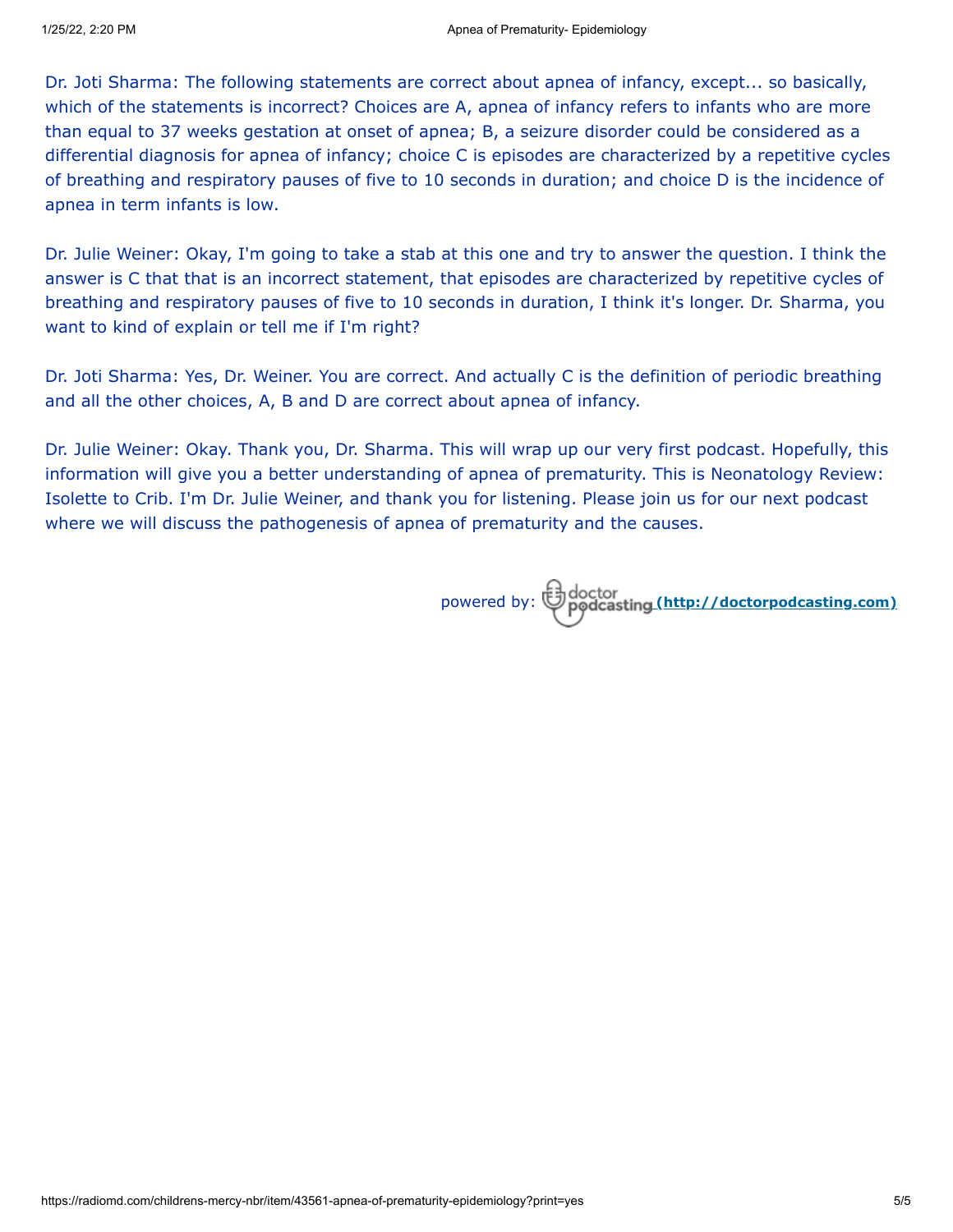Dr. Joti Sharma: The following statements are correct about apnea of infancy, except... so basically, which of the statements is incorrect? Choices are A, apnea of infancy refers to infants who are more than equal to 37 weeks gestation at onset of apnea; B, a seizure disorder could be considered as a differential diagnosis for apnea of infancy; choice C is episodes are characterized by a repetitive cycles of breathing and respiratory pauses of five to 10 seconds in duration; and choice D is the incidence of apnea in term infants is low.

Dr. Julie Weiner: Okay, I'm going to take a stab at this one and try to answer the question. I think the answer is C that that is an incorrect statement, that episodes are characterized by repetitive cycles of breathing and respiratory pauses of five to 10 seconds in duration, I think it's longer. Dr. Sharma, you want to kind of explain or tell me if I'm right?

Dr. Joti Sharma: Yes, Dr. Weiner. You are correct. And actually C is the definition of periodic breathing and all the other choices, A, B and D are correct about apnea of infancy.

Dr. Julie Weiner: Okay. Thank you, Dr. Sharma. This will wrap up our very first podcast. Hopefully, this information will give you a better understanding of apnea of prematurity. This is Neonatology Review: Isolette to Crib. I'm Dr. Julie Weiner, and thank you for listening. Please join us for our next podcast where we will discuss the pathogenesis of apnea of prematurity and the causes.

powered by: doctor podcasting (http://doctorpodcasting.com)